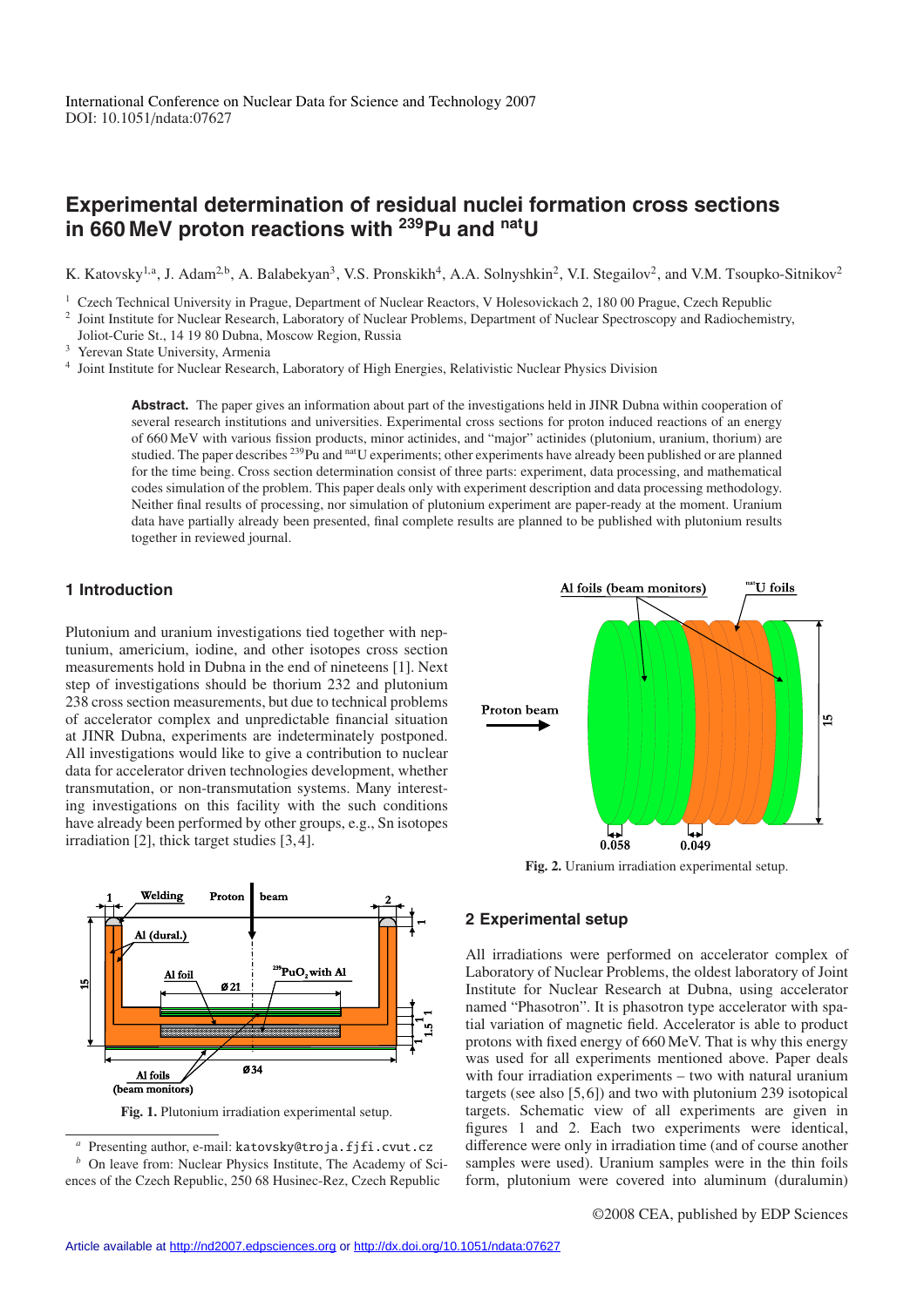International Conference on Nuclear Data for Science and Technology 2007
DOI: 10.1051/ndata:07627

# Experimental determination of residual nuclei formation cross sections in 660 MeV proton reactions with $^{239}$Pu and $^{nat}$U

K. Katovsky[1,a], J. Adam[2,b], A. Balabekyan[3], V.S. Pronskikh[4], A.A. Solnyshkin[2], V.I. Stegailov[2], and V.M. Tsoupko-Sitnikov[2]

[1] Czech Technical University in Prague, Department of Nuclear Reactors, V Holesovickach 2, 180 00 Prague, Czech Republic
[2] Joint Institute for Nuclear Research, Laboratory of Nuclear Problems, Department of Nuclear Spectroscopy and Radiochemistry, Joliot-Curie St., 14 19 80 Dubna, Moscow Region, Russia
[3] Yerevan State University, Armenia
[4] Joint Institute for Nuclear Research, Laboratory of High Energies, Relativistic Nuclear Physics Division

**Abstract.** The paper gives an information about part of the investigations held in JINR Dubna within cooperation of several research institutions and universities. Experimental cross sections for proton induced reactions of an energy of 660 MeV with various fission products, minor actinides, and "major" actinides (plutonium, uranium, thorium) are studied. The paper describes $^{239}$Pu and $^{nat}$U experiments; other experiments have already been published or are planned for the time being. Cross section determination consist of three parts: experiment, data processing, and mathematical codes simulation of the problem. This paper deals only with experiment description and data processing methodology. Neither final results of processing, nor simulation of plutonium experiment are paper-ready at the moment. Uranium data have partially already been presented, final complete results are planned to be published with plutonium results together in reviewed journal.

## 1 Introduction

Plutonium and uranium investigations tied together with neptunium, americium, iodine, and other isotopes cross section measurements hold in Dubna in the end of nineteens [1]. Next step of investigations should be thorium 232 and plutonium 238 cross section measurements, but due to technical problems of accelerator complex and unpredictable financial situation at JINR Dubna, experiments are indeterminately postponed. All investigations would like to give a contribution to nuclear data for accelerator driven technologies development, whether transmutation, or non-transmutation systems. Many interesting investigations on this facility with the such conditions have already been performed by other groups, e.g., Sn isotopes irradiation [2], thick target studies [3,4].

Fig. 1. Plutonium irradiation experimental setup.

Fig. 2. Uranium irradiation experimental setup.

## 2 Experimental setup

All irradiations were performed on accelerator complex of Laboratory of Nuclear Problems, the oldest laboratory of Joint Institute for Nuclear Research at Dubna, using accelerator named "Phasotron". It is phasotron type accelerator with spatial variation of magnetic field. Accelerator is able to product protons with fixed energy of 660 MeV. That is why this energy was used for all experiments mentioned above. Paper deals with four irradiation experiments – two with natural uranium targets (see also [5,6]) and two with plutonium 239 isotopical targets. Schematic view of all experiments are given in figures 1 and 2. Each two experiments were identical, difference were only in irradiation time (and of course another samples were used). Uranium samples were in the thin foils form, plutonium were covered into aluminum (duralumin)

[a] Presenting author, e-mail: katovsky@troja.fjfi.cvut.cz
[b] On leave from: Nuclear Physics Institute, The Academy of Sciences of the Czech Republic, 250 68 Husinec-Rez, Czech Republic

©2008 CEA, published by EDP Sciences

Article available at http://nd2007.edpsciences.org or http://dx.doi.org/10.1051/ndata:07627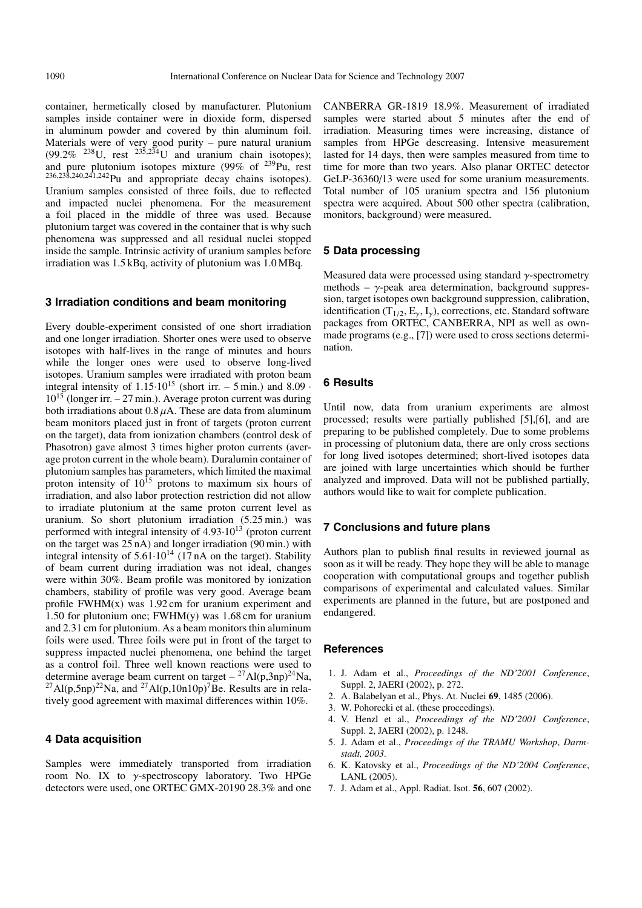container, hermetically closed by manufacturer. Plutonium samples inside container were in dioxide form, dispersed in aluminum powder and covered by thin aluminum foil. Materials were of very good purity – pure natural uranium (99.2% $^{238}$U, rest $^{235,234}$U and uranium chain isotopes); and pure plutonium isotopes mixture (99% of $^{239}$Pu, rest $^{236,238,240,241,242}$Pu and appropriate decay chains isotopes). Uranium samples consisted of three foils, due to reflected and impacted nuclei phenomena. For the measurement a foil placed in the middle of three was used. Because plutonium target was covered in the container that is why such phenomena was suppressed and all residual nuclei stopped inside the sample. Intrinsic activity of uranium samples before irradiation was 1.5 kBq, activity of plutonium was 1.0 MBq.

## 3 Irradiation conditions and beam monitoring

Every double-experiment consisted of one short irradiation and one longer irradiation. Shorter ones were used to observe isotopes with half-lives in the range of minutes and hours while the longer ones were used to observe long-lived isotopes. Uranium samples were irradiated with proton beam integral intensity of $1.15 \cdot 10^{15}$ (short irr. – 5 min.) and $8.09 \cdot 10^{15}$ (longer irr. – 27 min.). Average proton current was during both irradiations about 0.8 $\mu$A. These are data from aluminum beam monitors placed just in front of targets (proton current on the target), data from ionization chambers (control desk of Phasotron) gave almost 3 times higher proton currents (average proton current in the whole beam). Duralumin container of plutonium samples has parameters, which limited the maximal proton intensity of $10^{15}$ protons to maximum six hours of irradiation, and also labor protection restriction did not allow to irradiate plutonium at the same proton current level as uranium. So short plutonium irradiation (5.25 min.) was performed with integral intensity of $4.93 \cdot 10^{13}$ (proton current on the target was 25 nA) and longer irradiation (90 min.) with integral intensity of $5.61 \cdot 10^{14}$ (17 nA on the target). Stability of beam current during irradiation was not ideal, changes were within 30%. Beam profile was monitored by ionization chambers, stability of profile was very good. Average beam profile FWHM(x) was 1.92 cm for uranium experiment and 1.50 for plutonium one; FWHM(y) was 1.68 cm for uranium and 2.31 cm for plutonium. As a beam monitors thin aluminum foils were used. Three foils were put in front of the target to suppress impacted nuclei phenomena, one behind the target as a control foil. Three well known reactions were used to determine average beam current on target – $^{27}$Al(p,3np)$^{24}$Na, $^{27}$Al(p,5np)$^{22}$Na, and $^{27}$Al(p,10n10p)$^{7}$Be. Results are in relatively good agreement with maximal differences within 10%.

## 4 Data acquisition

Samples were immediately transported from irradiation room No. IX to $\gamma$-spectroscopy laboratory. Two HPGe detectors were used, one ORTEC GMX-20190 28.3% and one CANBERRA GR-1819 18.9%. Measurement of irradiated samples were started about 5 minutes after the end of irradiation. Measuring times were increasing, distance of samples from HPGe descreasing. Intensive measurement lasted for 14 days, then were samples measured from time to time for more than two years. Also planar ORTEC detector GeLP-36360/13 were used for some uranium measurements. Total number of 105 uranium spectra and 156 plutonium spectra were acquired. About 500 other spectra (calibration, monitors, background) were measured.

## 5 Data processing

Measured data were processed using standard $\gamma$-spectrometry methods – $\gamma$-peak area determination, background suppression, target isotopes own background suppression, calibration, identification ($T_{1/2}$, $E_\gamma$, $I_\gamma$), corrections, etc. Standard software packages from ORTEC, CANBERRA, NPI as well as own-made programs (e.g., [7]) were used to cross sections determination.

## 6 Results

Until now, data from uranium experiments are almost processed; results were partially published [5],[6], and are preparing to be published completely. Due to some problems in processing of plutonium data, there are only cross sections for long lived isotopes determined; short-lived isotopes data are joined with large uncertainties which should be further analyzed and improved. Data will not be published partially, authors would like to wait for complete publication.

## 7 Conclusions and future plans

Authors plan to publish final results in reviewed journal as soon as it will be ready. They hope they will be able to manage cooperation with computational groups and together publish comparisons of experimental and calculated values. Similar experiments are planned in the future, but are postponed and endangered.

## References

1. J. Adam et al., *Proceedings of the ND'2001 Conference*, Suppl. 2, JAERI (2002), p. 272.
2. A. Balabelyan et al., Phys. At. Nuclei **69**, 1485 (2006).
3. W. Pohorecki et al. (these proceedings).
4. V. Henzl et al., *Proceedings of the ND'2001 Conference*, Suppl. 2, JAERI (2002), p. 1248.
5. J. Adam et al., *Proceedings of the TRAMU Workshop*, *Darmstadt, 2003*.
6. K. Katovsky et al., *Proceedings of the ND'2004 Conference*, LANL (2005).
7. J. Adam et al., Appl. Radiat. Isot. **56**, 607 (2002).